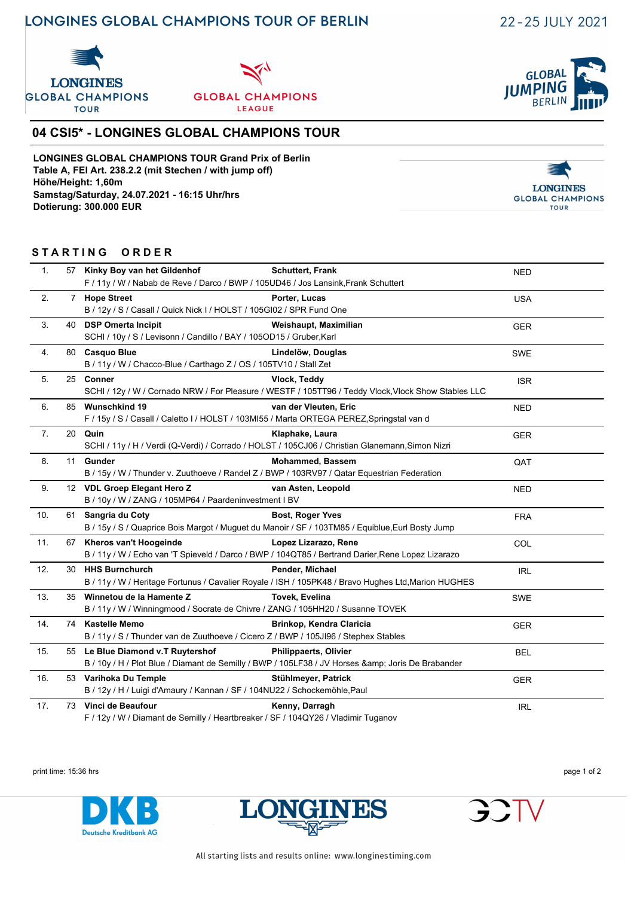# LONGINES GLOBAL CHAMPIONS TOUR OF BERLIN

22-25 JULY 2021

## 04 CSI5* - LONGINES GLOBAL CHAMPIONS TOUR

**LONGINES GLOBAL CHAMPIONS TOUR Grand Prix of Berlin**
**Table A, FEI Art. 238.2.2 (mit Stechen / with jump off)**
**Höhe/Height: 1,60m**
**Samstag/Saturday, 24.07.2021 - 16:15 Uhr/hrs**
**Dotierung: 300.000 EUR**

### STARTING ORDER

| | | Horse / Details | Rider | Nation |
|---|---|---|---|---|
| 1. | 57 | **Kinky Boy van het Gildenhof**<br>F / 11y / W / Nabab de Reve / Darco / BWP / 105UD46 / Jos Lansink,Frank Schuttert | **Schuttert, Frank** | NED |
| 2. | 7 | **Hope Street**<br>B / 12y / S / Casall / Quick Nick I / HOLST / 105GI02 / SPR Fund One | **Porter, Lucas** | USA |
| 3. | 40 | **DSP Omerta Incipit**<br>SCHI / 10y / S / Levisonn / Candillo / BAY / 105OD15 / Gruber,Karl | **Weishaupt, Maximilian** | GER |
| 4. | 80 | **Casquo Blue**<br>B / 11y / W / Chacco-Blue / Carthago Z / OS / 105TV10 / Stall Zet | **Lindelöw, Douglas** | SWE |
| 5. | 25 | **Conner**<br>SCHI / 12y / W / Cornado NRW / For Pleasure / WESTF / 105TT96 / Teddy Vlock,Vlock Show Stables LLC | **Vlock, Teddy** | ISR |
| 6. | 85 | **Wunschkind 19**<br>F / 15y / S / Casall / Caletto I / HOLST / 103MI55 / Marta ORTEGA PEREZ,Springstal van d | **van der Vleuten, Eric** | NED |
| 7. | 20 | **Quin**<br>SCHI / 11y / H / Verdi (Q-Verdi) / Corrado / HOLST / 105CJ06 / Christian Glanemann,Simon Nizri | **Klaphake, Laura** | GER |
| 8. | 11 | **Gunder**<br>B / 15y / W / Thunder v. Zuuthoeve / Randel Z / BWP / 103RV97 / Qatar Equestrian Federation | **Mohammed, Bassem** | QAT |
| 9. | 12 | **VDL Groep Elegant Hero Z**<br>B / 10y / W / ZANG / 105MP64 / Paardeninvestment I BV | **van Asten, Leopold** | NED |
| 10. | 61 | **Sangria du Coty**<br>B / 15y / S / Quaprice Bois Margot / Muguet du Manoir / SF / 103TM85 / Equiblue,Eurl Bosty Jump | **Bost, Roger Yves** | FRA |
| 11. | 67 | **Kheros van't Hoogeinde**<br>B / 11y / W / Echo van 'T Spieveld / Darco / BWP / 104QT85 / Bertrand Darier,Rene Lopez Lizarazo | **Lopez Lizarazo, Rene** | COL |
| 12. | 30 | **HHS Burnchurch**<br>B / 11y / W / Heritage Fortunus / Cavalier Royale / ISH / 105PK48 / Bravo Hughes Ltd,Marion HUGHES | **Pender, Michael** | IRL |
| 13. | 35 | **Winnetou de la Hamente Z**<br>B / 11y / W / Winningmood / Socrate de Chivre / ZANG / 105HH20 / Susanne TOVEK | **Tovek, Evelina** | SWE |
| 14. | 74 | **Kastelle Memo**<br>B / 11y / S / Thunder van de Zuuthoeve / Cicero Z / BWP / 105JI96 / Stephex Stables | **Brinkop, Kendra Claricia** | GER |
| 15. | 55 | **Le Blue Diamond v.T Ruytershof**<br>B / 10y / H / Plot Blue / Diamant de Semilly / BWP / 105LF38 / JV Horses &amp; Joris De Brabander | **Philippaerts, Olivier** | BEL |
| 16. | 53 | **Varihoka Du Temple**<br>B / 12y / H / Luigi d'Amaury / Kannan / SF / 104NU22 / Schockemöhle,Paul | **Stühlmeyer, Patrick** | GER |
| 17. | 73 | **Vinci de Beaufour**<br>F / 12y / W / Diamant de Semilly / Heartbreaker / SF / 104QY26 / Vladimir Tuganov | **Kenny, Darragh** | IRL |

print time: 15:36 hrs

All starting lists and results online: www.longinestiming.com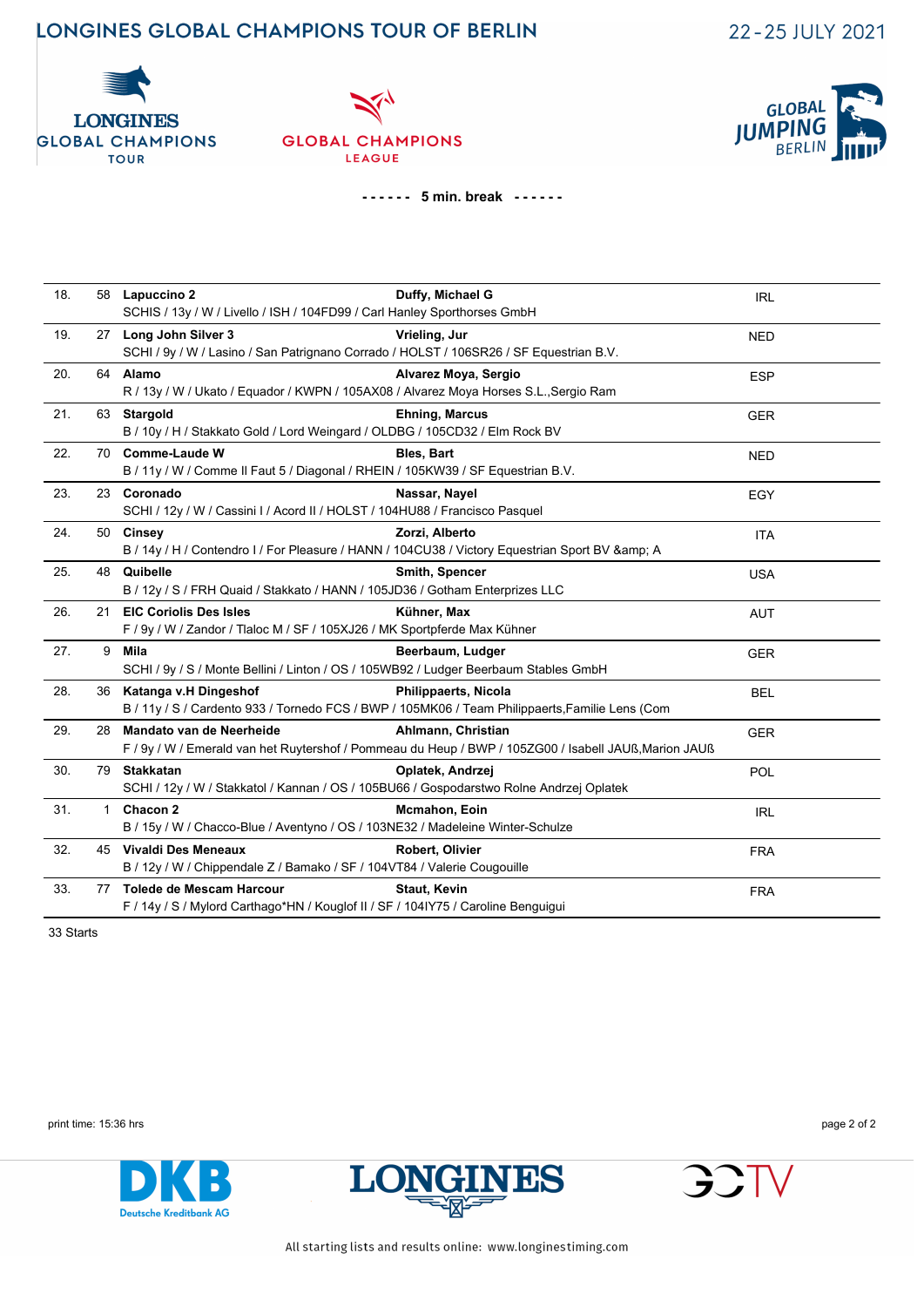------ 5 min. break ------

| | | | | |
|---|---|---|---|---|
| 18. | 58 | **Lapuccino 2**<br>SCHIS / 13y / W / Livello / ISH / 104FD99 / Carl Hanley Sporthorses GmbH | **Duffy, Michael G** | IRL |
| 19. | 27 | **Long John Silver 3**<br>SCHI / 9y / W / Lasino / San Patrignano Corrado / HOLST / 106SR26 / SF Equestrian B.V. | **Vrieling, Jur** | NED |
| 20. | 64 | **Alamo**<br>R / 13y / W / Ukato / Equador / KWPN / 105AX08 / Alvarez Moya Horses S.L.,Sergio Ram | **Alvarez Moya, Sergio** | ESP |
| 21. | 63 | **Stargold**<br>B / 10y / H / Stakkato Gold / Lord Weingard / OLDBG / 105CD32 / Elm Rock BV | **Ehning, Marcus** | GER |
| 22. | 70 | **Comme-Laude W**<br>B / 11y / W / Comme Il Faut 5 / Diagonal / RHEIN / 105KW39 / SF Equestrian B.V. | **Bles, Bart** | NED |
| 23. | 23 | **Coronado**<br>SCHI / 12y / W / Cassini I / Acord II / HOLST / 104HU88 / Francisco Pasquel | **Nassar, Nayel** | EGY |
| 24. | 50 | **Cinsey**<br>B / 14y / H / Contendro I / For Pleasure / HANN / 104CU38 / Victory Equestrian Sport BV &amp; A | **Zorzi, Alberto** | ITA |
| 25. | 48 | **Quibelle**<br>B / 12y / S / FRH Quaid / Stakkato / HANN / 105JD36 / Gotham Enterprizes LLC | **Smith, Spencer** | USA |
| 26. | 21 | **EIC Coriolis Des Isles**<br>F / 9y / W / Zandor / Tlaloc M / SF / 105XJ26 / MK Sportpferde Max Kühner | **Kühner, Max** | AUT |
| 27. | 9 | **Mila**<br>SCHI / 9y / S / Monte Bellini / Linton / OS / 105WB92 / Ludger Beerbaum Stables GmbH | **Beerbaum, Ludger** | GER |
| 28. | 36 | **Katanga v.H Dingeshof**<br>B / 11y / S / Cardento 933 / Tornedo FCS / BWP / 105MK06 / Team Philippaerts,Familie Lens (Com | **Philippaerts, Nicola** | BEL |
| 29. | 28 | **Mandato van de Neerheide**<br>F / 9y / W / Emerald van het Ruytershof / Pommeau du Heup / BWP / 105ZG00 / Isabell JAUß,Marion JAUß | **Ahlmann, Christian** | GER |
| 30. | 79 | **Stakkatan**<br>SCHI / 12y / W / Stakkatol / Kannan / OS / 105BU66 / Gospodarstwo Rolne Andrzej Oplatek | **Oplatek, Andrzej** | POL |
| 31. | 1 | **Chacon 2**<br>B / 15y / W / Chacco-Blue / Aventyno / OS / 103NE32 / Madeleine Winter-Schulze | **Mcmahon, Eoin** | IRL |
| 32. | 45 | **Vivaldi Des Meneaux**<br>B / 12y / W / Chippendale Z / Bamako / SF / 104VT84 / Valerie Cougouille | **Robert, Olivier** | FRA |
| 33. | 77 | **Tolede de Mescam Harcour**<br>F / 14y / S / Mylord Carthago*HN / Kouglof II / SF / 104IY75 / Caroline Benguigui | **Staut, Kevin** | FRA |

33 Starts

print time: 15:36 hrs

All starting lists and results online: www.longinestiming.com